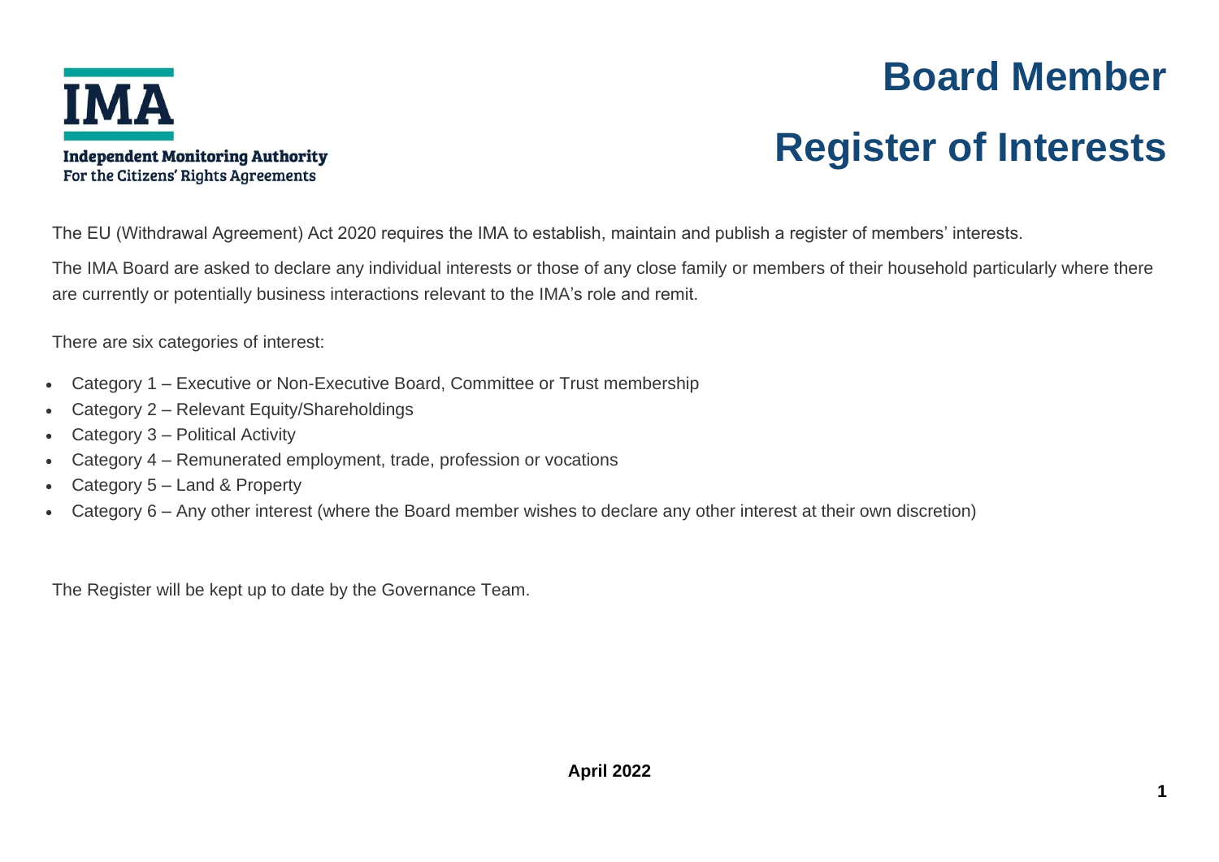**IMA**

**Independent Monitoring Authority**
For the Citizens' Rights Agreements

# Board Member Register of Interests

The EU (Withdrawal Agreement) Act 2020 requires the IMA to establish, maintain and publish a register of members' interests.

The IMA Board are asked to declare any individual interests or those of any close family or members of their household particularly where there are currently or potentially business interactions relevant to the IMA's role and remit.

There are six categories of interest:

- Category 1 – Executive or Non-Executive Board, Committee or Trust membership
- Category 2 – Relevant Equity/Shareholdings
- Category 3 – Political Activity
- Category 4 – Remunerated employment, trade, profession or vocations
- Category 5 – Land & Property
- Category 6 – Any other interest (where the Board member wishes to declare any other interest at their own discretion)

The Register will be kept up to date by the Governance Team.

**April 2022**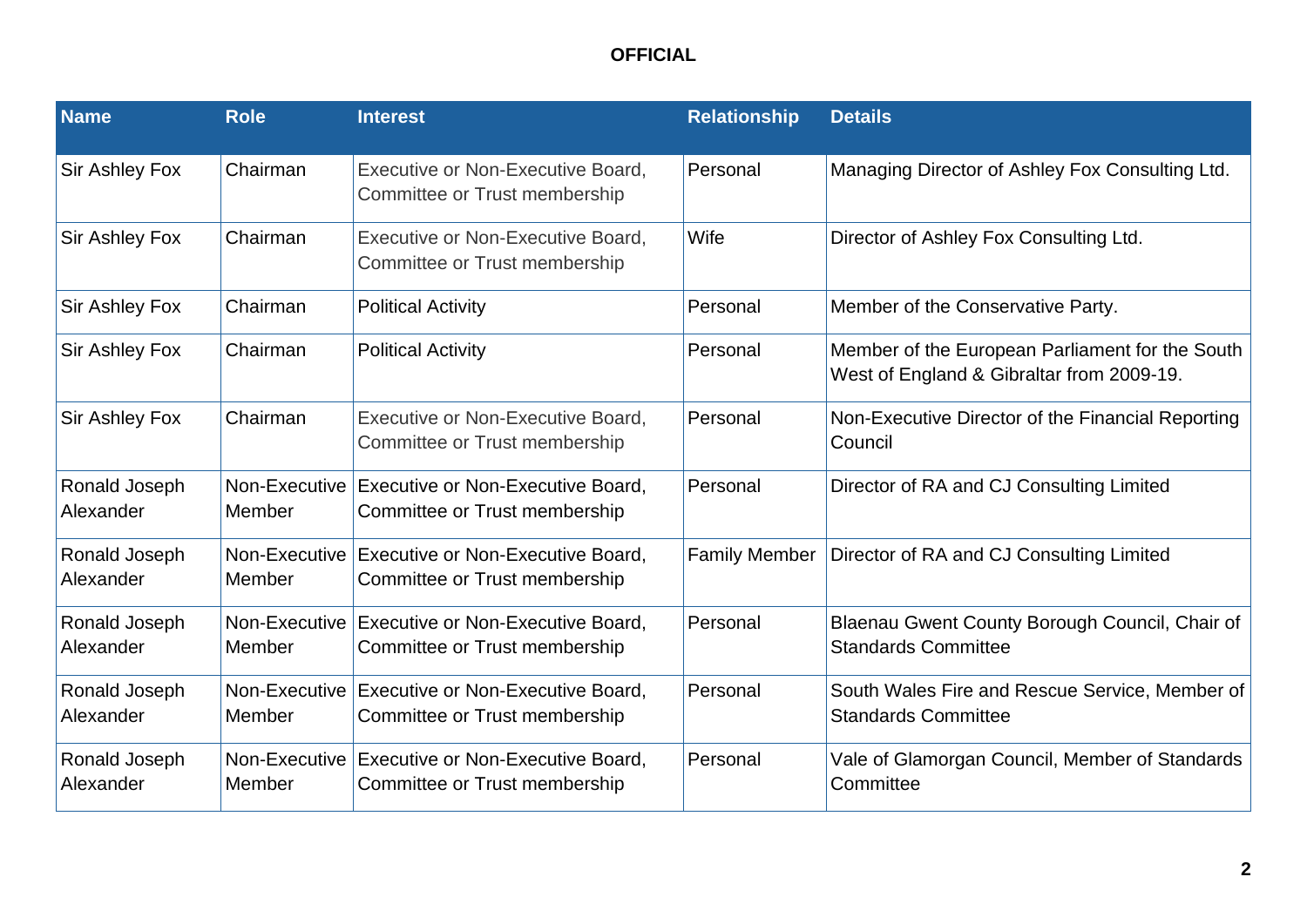**OFFICIAL**

| Name | Role | Interest | Relationship | Details |
|---|---|---|---|---|
| Sir Ashley Fox | Chairman | Executive or Non-Executive Board, Committee or Trust membership | Personal | Managing Director of Ashley Fox Consulting Ltd. |
| Sir Ashley Fox | Chairman | Executive or Non-Executive Board, Committee or Trust membership | Wife | Director of Ashley Fox Consulting Ltd. |
| Sir Ashley Fox | Chairman | Political Activity | Personal | Member of the Conservative Party. |
| Sir Ashley Fox | Chairman | Political Activity | Personal | Member of the European Parliament for the South West of England & Gibraltar from 2009-19. |
| Sir Ashley Fox | Chairman | Executive or Non-Executive Board, Committee or Trust membership | Personal | Non-Executive Director of the Financial Reporting Council |
| Ronald Joseph Alexander | Non-Executive Member | Executive or Non-Executive Board, Committee or Trust membership | Personal | Director of RA and CJ Consulting Limited |
| Ronald Joseph Alexander | Non-Executive Member | Executive or Non-Executive Board, Committee or Trust membership | Family Member | Director of RA and CJ Consulting Limited |
| Ronald Joseph Alexander | Non-Executive Member | Executive or Non-Executive Board, Committee or Trust membership | Personal | Blaenau Gwent County Borough Council, Chair of Standards Committee |
| Ronald Joseph Alexander | Non-Executive Member | Executive or Non-Executive Board, Committee or Trust membership | Personal | South Wales Fire and Rescue Service, Member of Standards Committee |
| Ronald Joseph Alexander | Non-Executive Member | Executive or Non-Executive Board, Committee or Trust membership | Personal | Vale of Glamorgan Council, Member of Standards Committee |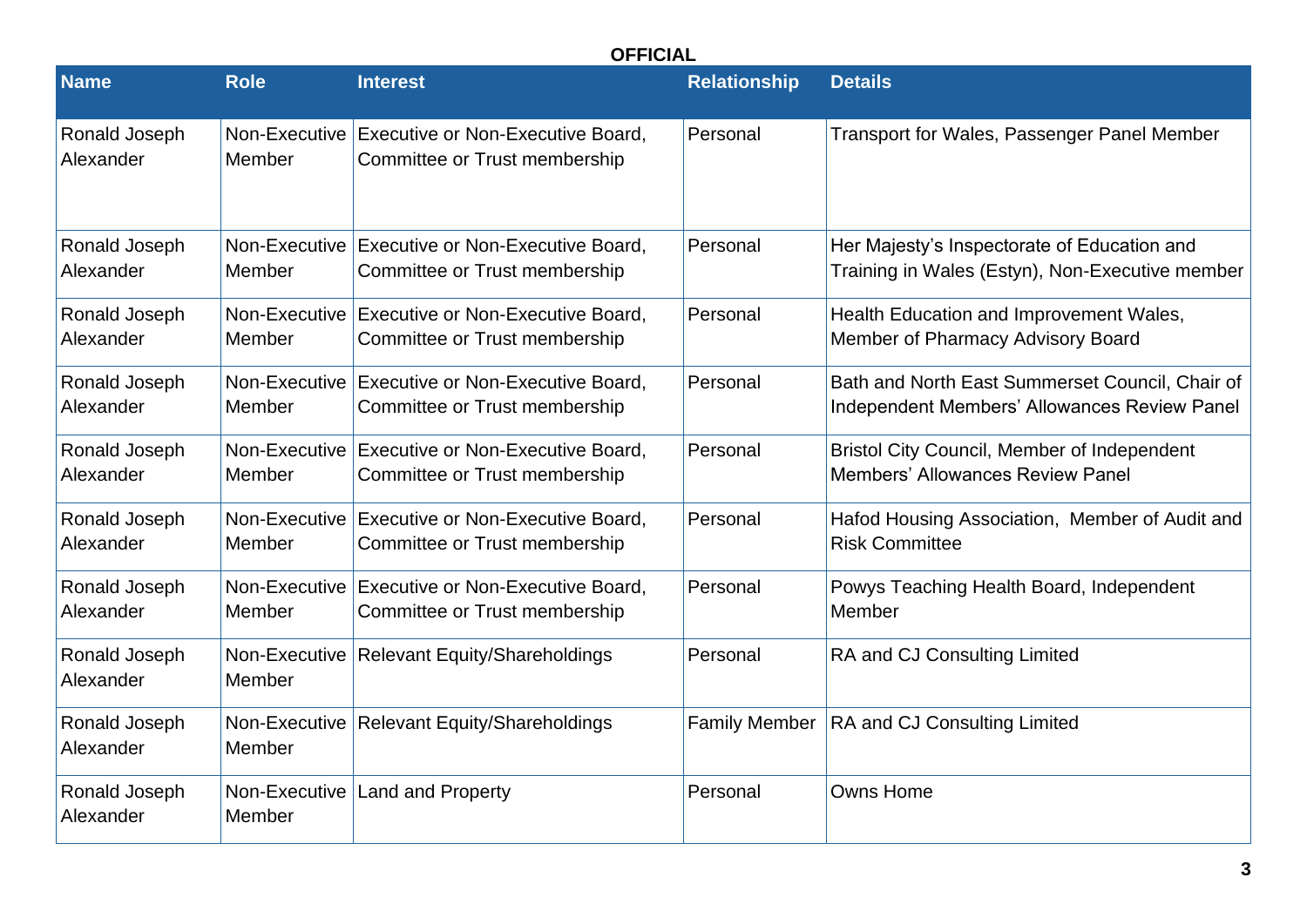**OFFICIAL**

| Name | Role | Interest | Relationship | Details |
|---|---|---|---|---|
| Ronald Joseph Alexander | Non-Executive Member | Executive or Non-Executive Board, Committee or Trust membership | Personal | Transport for Wales, Passenger Panel Member |
| Ronald Joseph Alexander | Non-Executive Member | Executive or Non-Executive Board, Committee or Trust membership | Personal | Her Majesty's Inspectorate of Education and Training in Wales (Estyn), Non-Executive member |
| Ronald Joseph Alexander | Non-Executive Member | Executive or Non-Executive Board, Committee or Trust membership | Personal | Health Education and Improvement Wales, Member of Pharmacy Advisory Board |
| Ronald Joseph Alexander | Non-Executive Member | Executive or Non-Executive Board, Committee or Trust membership | Personal | Bath and North East Summerset Council, Chair of Independent Members' Allowances Review Panel |
| Ronald Joseph Alexander | Non-Executive Member | Executive or Non-Executive Board, Committee or Trust membership | Personal | Bristol City Council, Member of Independent Members' Allowances Review Panel |
| Ronald Joseph Alexander | Non-Executive Member | Executive or Non-Executive Board, Committee or Trust membership | Personal | Hafod Housing Association, Member of Audit and Risk Committee |
| Ronald Joseph Alexander | Non-Executive Member | Executive or Non-Executive Board, Committee or Trust membership | Personal | Powys Teaching Health Board, Independent Member |
| Ronald Joseph Alexander | Non-Executive Member | Relevant Equity/Shareholdings | Personal | RA and CJ Consulting Limited |
| Ronald Joseph Alexander | Non-Executive Member | Relevant Equity/Shareholdings | Family Member | RA and CJ Consulting Limited |
| Ronald Joseph Alexander | Non-Executive Member | Land and Property | Personal | Owns Home |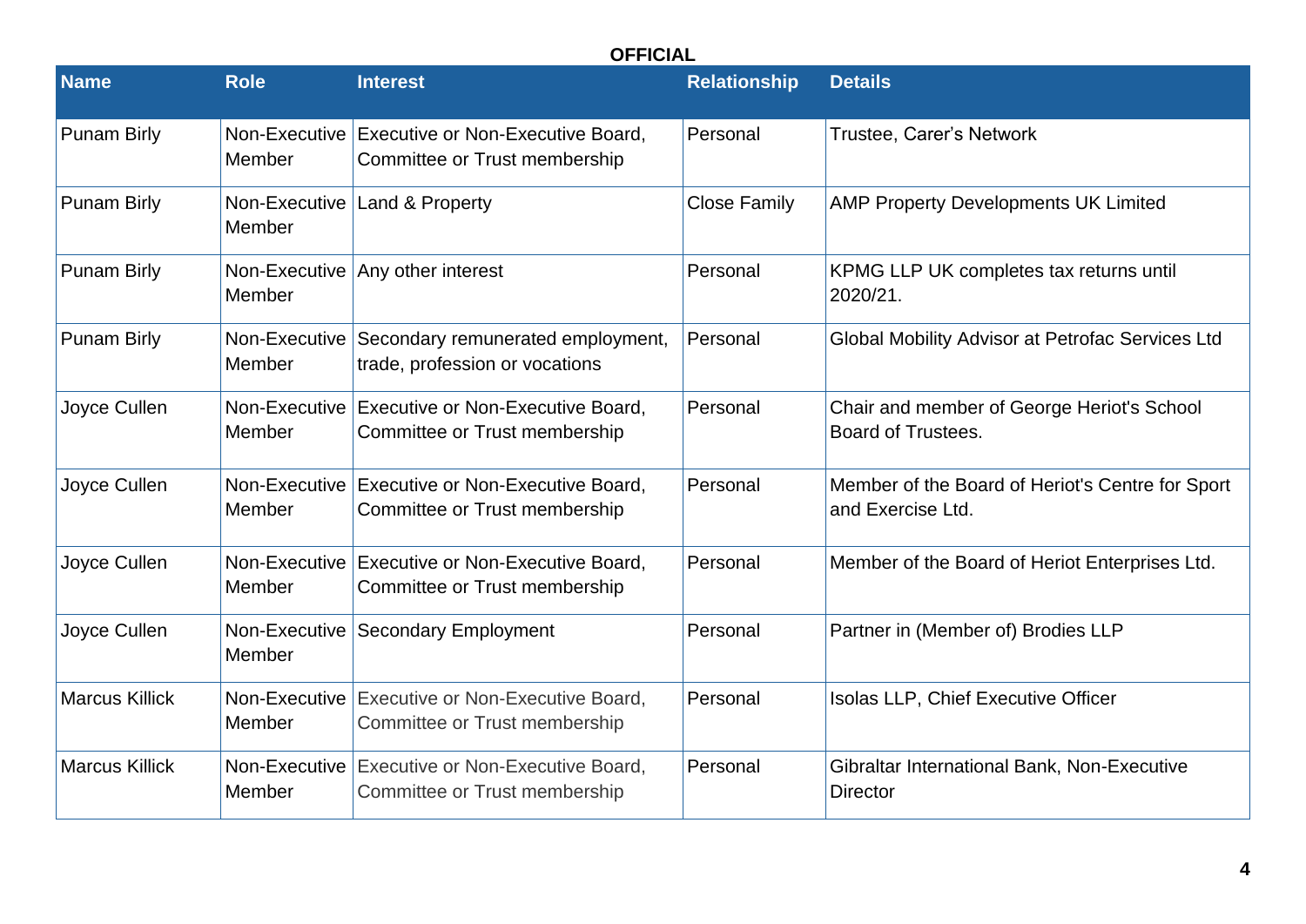OFFICIAL

| Name | Role | Interest | Relationship | Details |
|---|---|---|---|---|
| Punam Birly | Non-Executive Member | Executive or Non-Executive Board, Committee or Trust membership | Personal | Trustee, Carer's Network |
| Punam Birly | Non-Executive Member | Land & Property | Close Family | AMP Property Developments UK Limited |
| Punam Birly | Non-Executive Member | Any other interest | Personal | KPMG LLP UK completes tax returns until 2020/21. |
| Punam Birly | Non-Executive Member | Secondary remunerated employment, trade, profession or vocations | Personal | Global Mobility Advisor at Petrofac Services Ltd |
| Joyce Cullen | Non-Executive Member | Executive or Non-Executive Board, Committee or Trust membership | Personal | Chair and member of George Heriot's School Board of Trustees. |
| Joyce Cullen | Non-Executive Member | Executive or Non-Executive Board, Committee or Trust membership | Personal | Member of the Board of Heriot's Centre for Sport and Exercise Ltd. |
| Joyce Cullen | Non-Executive Member | Executive or Non-Executive Board, Committee or Trust membership | Personal | Member of the Board of Heriot Enterprises Ltd. |
| Joyce Cullen | Non-Executive Member | Secondary Employment | Personal | Partner in (Member of) Brodies LLP |
| Marcus Killick | Non-Executive Member | Executive or Non-Executive Board, Committee or Trust membership | Personal | Isolas LLP, Chief Executive Officer |
| Marcus Killick | Non-Executive Member | Executive or Non-Executive Board, Committee or Trust membership | Personal | Gibraltar International Bank, Non-Executive Director |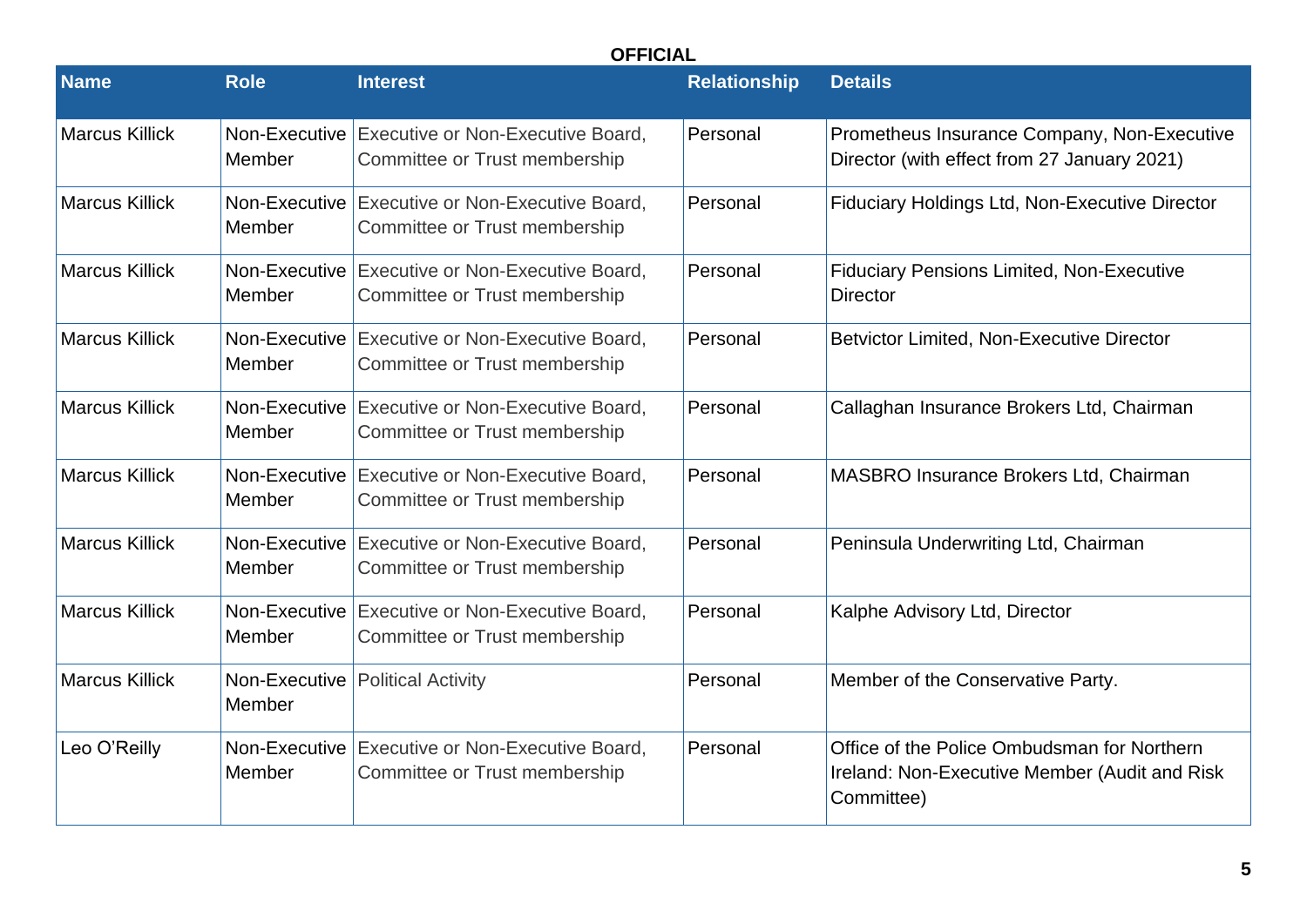**OFFICIAL**

| Name | Role | Interest | Relationship | Details |
|---|---|---|---|---|
| Marcus Killick | Non-Executive Member | Executive or Non-Executive Board, Committee or Trust membership | Personal | Prometheus Insurance Company, Non-Executive Director (with effect from 27 January 2021) |
| Marcus Killick | Non-Executive Member | Executive or Non-Executive Board, Committee or Trust membership | Personal | Fiduciary Holdings Ltd, Non-Executive Director |
| Marcus Killick | Non-Executive Member | Executive or Non-Executive Board, Committee or Trust membership | Personal | Fiduciary Pensions Limited, Non-Executive Director |
| Marcus Killick | Non-Executive Member | Executive or Non-Executive Board, Committee or Trust membership | Personal | Betvictor Limited, Non-Executive Director |
| Marcus Killick | Non-Executive Member | Executive or Non-Executive Board, Committee or Trust membership | Personal | Callaghan Insurance Brokers Ltd, Chairman |
| Marcus Killick | Non-Executive Member | Executive or Non-Executive Board, Committee or Trust membership | Personal | MASBRO Insurance Brokers Ltd, Chairman |
| Marcus Killick | Non-Executive Member | Executive or Non-Executive Board, Committee or Trust membership | Personal | Peninsula Underwriting Ltd, Chairman |
| Marcus Killick | Non-Executive Member | Executive or Non-Executive Board, Committee or Trust membership | Personal | Kalphe Advisory Ltd, Director |
| Marcus Killick | Non-Executive Member | Political Activity | Personal | Member of the Conservative Party. |
| Leo O'Reilly | Non-Executive Member | Executive or Non-Executive Board, Committee or Trust membership | Personal | Office of the Police Ombudsman for Northern Ireland: Non-Executive Member (Audit and Risk Committee) |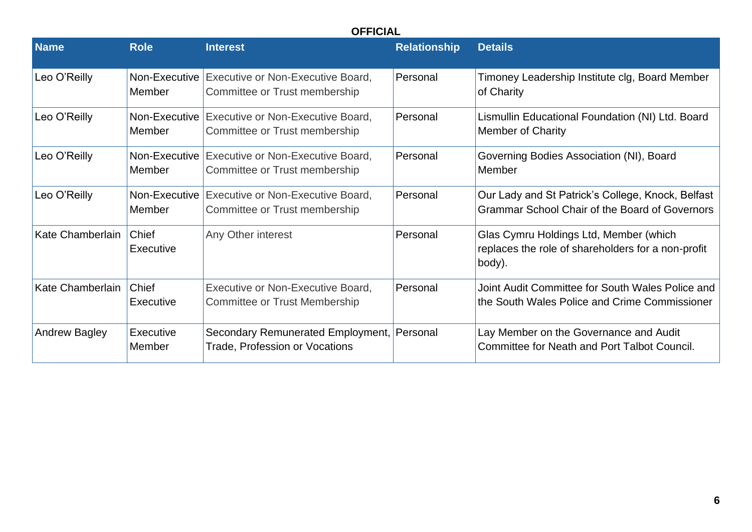**OFFICIAL**

| Name | Role | Interest | Relationship | Details |
|---|---|---|---|---|
| Leo O'Reilly | Non-Executive Member | Executive or Non-Executive Board, Committee or Trust membership | Personal | Timoney Leadership Institute clg, Board Member of Charity |
| Leo O'Reilly | Non-Executive Member | Executive or Non-Executive Board, Committee or Trust membership | Personal | Lismullin Educational Foundation (NI) Ltd. Board Member of Charity |
| Leo O'Reilly | Non-Executive Member | Executive or Non-Executive Board, Committee or Trust membership | Personal | Governing Bodies Association (NI), Board Member |
| Leo O'Reilly | Non-Executive Member | Executive or Non-Executive Board, Committee or Trust membership | Personal | Our Lady and St Patrick's College, Knock, Belfast Grammar School Chair of the Board of Governors |
| Kate Chamberlain | Chief Executive | Any Other interest | Personal | Glas Cymru Holdings Ltd, Member (which replaces the role of shareholders for a non-profit body). |
| Kate Chamberlain | Chief Executive | Executive or Non-Executive Board, Committee or Trust Membership | Personal | Joint Audit Committee for South Wales Police and the South Wales Police and Crime Commissioner |
| Andrew Bagley | Executive Member | Secondary Remunerated Employment, Trade, Profession or Vocations | Personal | Lay Member on the Governance and Audit Committee for Neath and Port Talbot Council. |